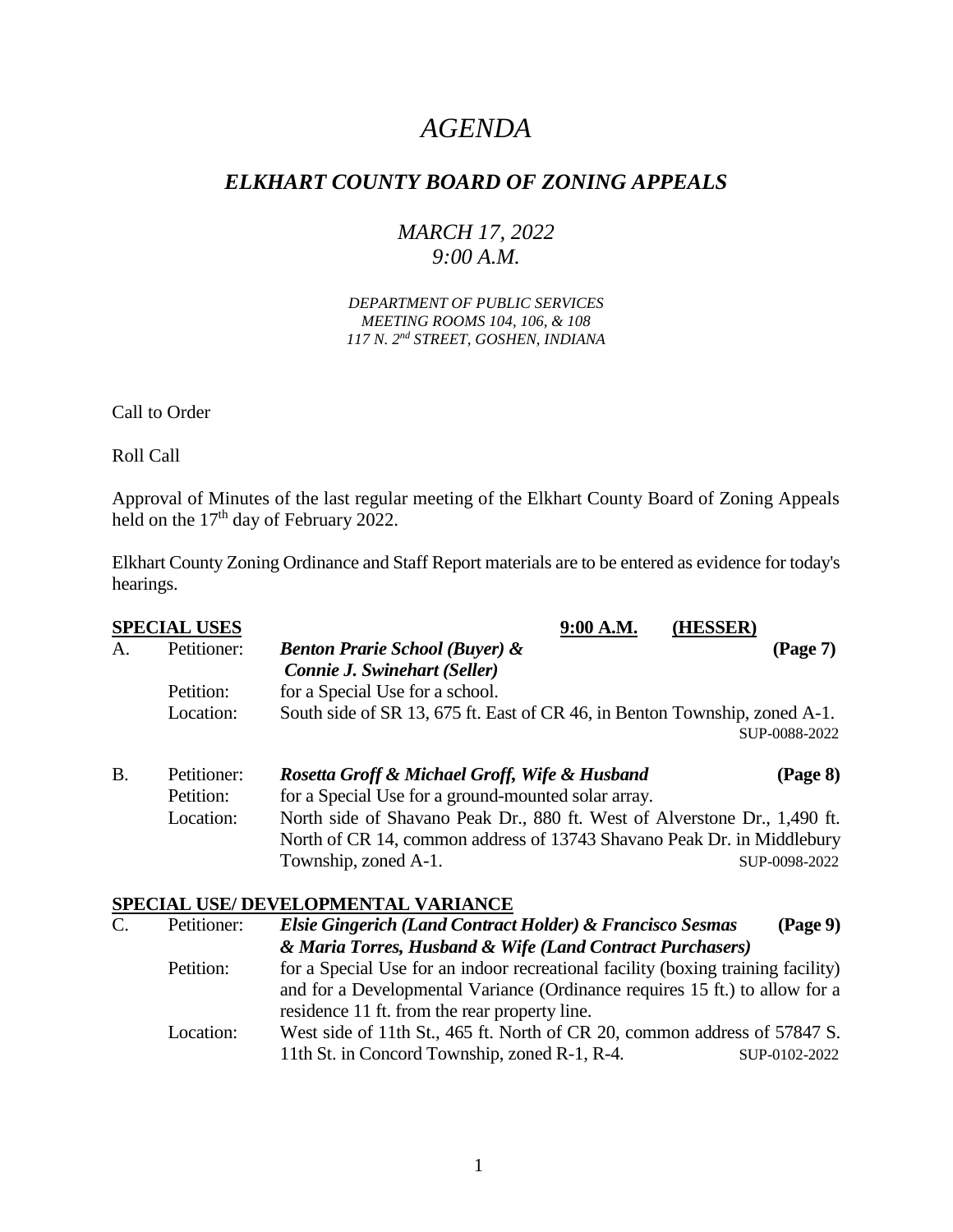# *AGENDA*

## *ELKHART COUNTY BOARD OF ZONING APPEALS*

### *MARCH 17, 2022*
### *9:00 A.M.*

*DEPARTMENT OF PUBLIC SERVICES*
*MEETING ROOMS 104, 106, & 108*
*117 N. 2nd STREET, GOSHEN, INDIANA*

Call to Order

Roll Call

Approval of Minutes of the last regular meeting of the Elkhart County Board of Zoning Appeals held on the 17th day of February 2022.

Elkhart County Zoning Ordinance and Staff Report materials are to be entered as evidence for today's hearings.

**SPECIAL USES** **9:00 A.M.** **(HESSER)**

A. Petitioner: ***Benton Prarie School (Buyer) & Connie J. Swinehart (Seller)*** **(Page 7)**
Petition: for a Special Use for a school.
Location: South side of SR 13, 675 ft. East of CR 46, in Benton Township, zoned A-1.
SUP-0088-2022

B. Petitioner: ***Rosetta Groff & Michael Groff, Wife & Husband*** **(Page 8)**
Petition: for a Special Use for a ground-mounted solar array.
Location: North side of Shavano Peak Dr., 880 ft. West of Alverstone Dr., 1,490 ft. North of CR 14, common address of 13743 Shavano Peak Dr. in Middlebury Township, zoned A-1.
SUP-0098-2022

**SPECIAL USE/ DEVELOPMENTAL VARIANCE**

C. Petitioner: ***Elsie Gingerich (Land Contract Holder) & Francisco Sesmas & Maria Torres, Husband & Wife (Land Contract Purchasers)*** **(Page 9)**
Petition: for a Special Use for an indoor recreational facility (boxing training facility) and for a Developmental Variance (Ordinance requires 15 ft.) to allow for a residence 11 ft. from the rear property line.
Location: West side of 11th St., 465 ft. North of CR 20, common address of 57847 S. 11th St. in Concord Township, zoned R-1, R-4.
SUP-0102-2022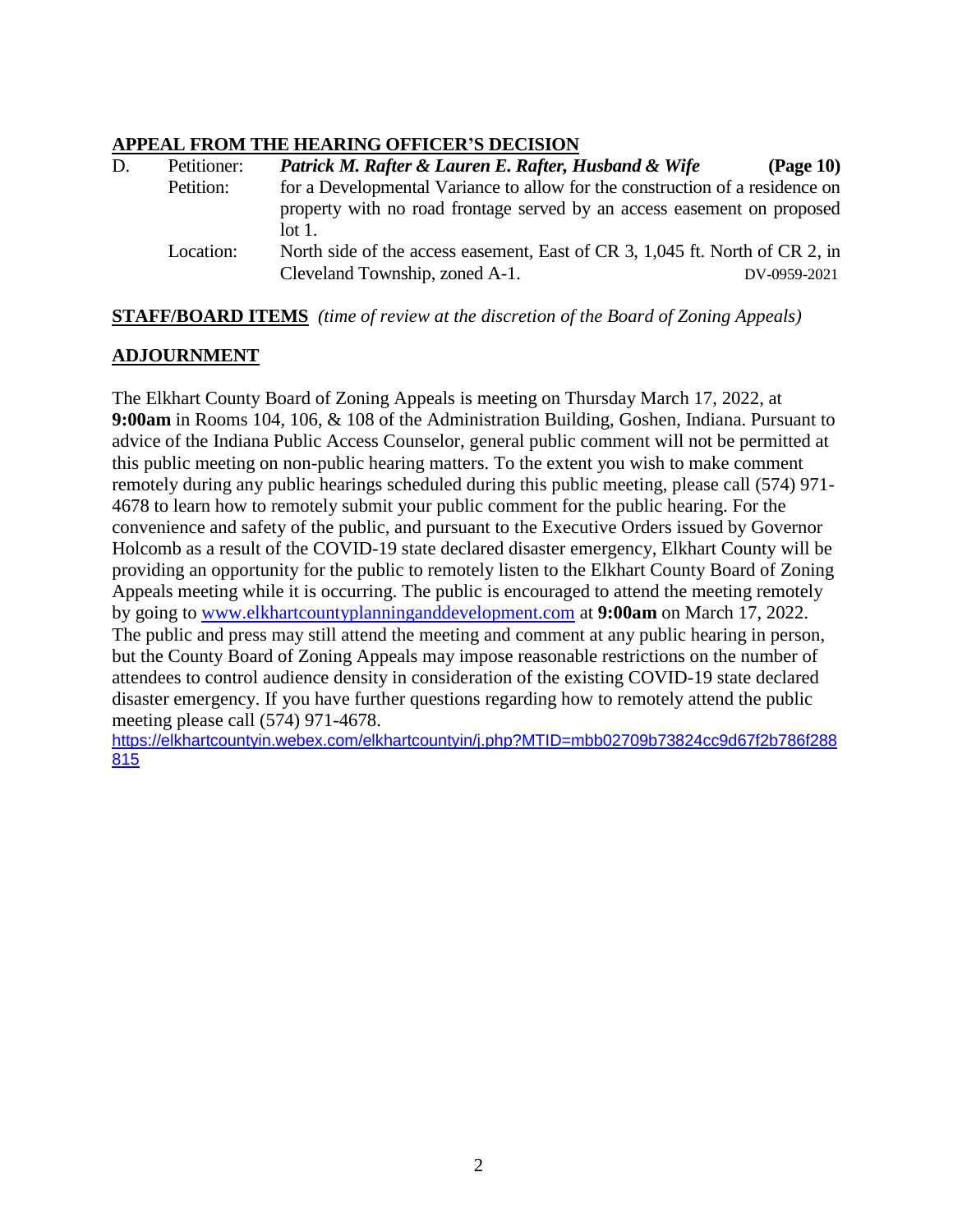## APPEAL FROM THE HEARING OFFICER'S DECISION

D. Petitioner: ***Patrick M. Rafter & Lauren E. Rafter, Husband & Wife*** **(Page 10)**

Petition: for a Developmental Variance to allow for the construction of a residence on property with no road frontage served by an access easement on proposed lot 1.

Location: North side of the access easement, East of CR 3, 1,045 ft. North of CR 2, in Cleveland Township, zoned A-1. DV-0959-2021

**STAFF/BOARD ITEMS** *(time of review at the discretion of the Board of Zoning Appeals)*

## ADJOURNMENT

The Elkhart County Board of Zoning Appeals is meeting on Thursday March 17, 2022, at **9:00am** in Rooms 104, 106, & 108 of the Administration Building, Goshen, Indiana. Pursuant to advice of the Indiana Public Access Counselor, general public comment will not be permitted at this public meeting on non-public hearing matters. To the extent you wish to make comment remotely during any public hearings scheduled during this public meeting, please call (574) 971-4678 to learn how to remotely submit your public comment for the public hearing. For the convenience and safety of the public, and pursuant to the Executive Orders issued by Governor Holcomb as a result of the COVID-19 state declared disaster emergency, Elkhart County will be providing an opportunity for the public to remotely listen to the Elkhart County Board of Zoning Appeals meeting while it is occurring. The public is encouraged to attend the meeting remotely by going to www.elkhartcountyplanninganddevelopment.com at **9:00am** on March 17, 2022. The public and press may still attend the meeting and comment at any public hearing in person, but the County Board of Zoning Appeals may impose reasonable restrictions on the number of attendees to control audience density in consideration of the existing COVID-19 state declared disaster emergency. If you have further questions regarding how to remotely attend the public meeting please call (574) 971-4678.

https://elkhartcountyin.webex.com/elkhartcountyin/j.php?MTID=mbb02709b73824cc9d67f2b786f288815